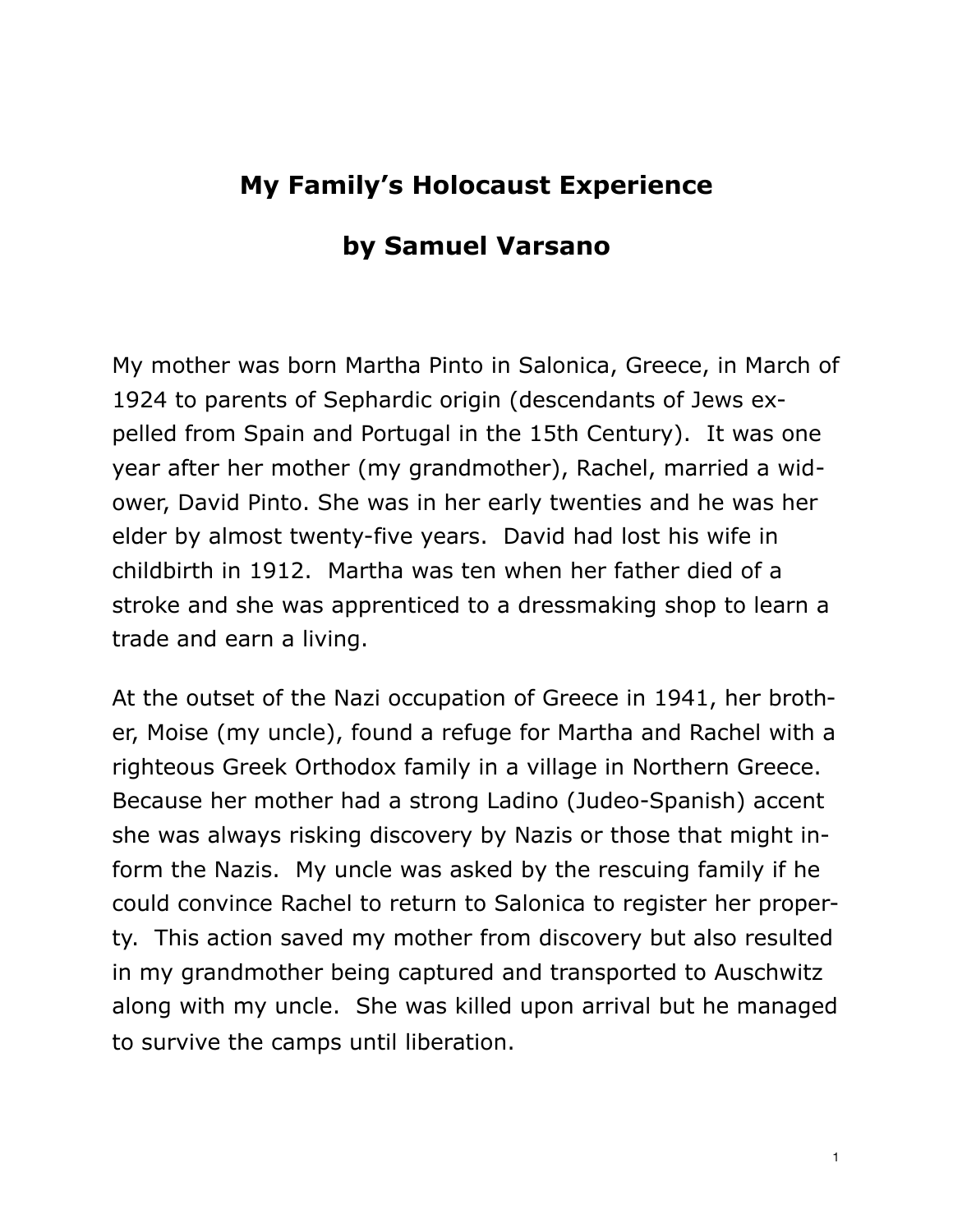# My Family's Holocaust Experience

## by Samuel Varsano

My mother was born Martha Pinto in Salonica, Greece, in March of 1924 to parents of Sephardic origin (descendants of Jews expelled from Spain and Portugal in the 15th Century). It was one year after her mother (my grandmother), Rachel, married a widower, David Pinto. She was in her early twenties and he was her elder by almost twenty-five years. David had lost his wife in childbirth in 1912. Martha was ten when her father died of a stroke and she was apprenticed to a dressmaking shop to learn a trade and earn a living.

At the outset of the Nazi occupation of Greece in 1941, her brother, Moise (my uncle), found a refuge for Martha and Rachel with a righteous Greek Orthodox family in a village in Northern Greece. Because her mother had a strong Ladino (Judeo-Spanish) accent she was always risking discovery by Nazis or those that might inform the Nazis. My uncle was asked by the rescuing family if he could convince Rachel to return to Salonica to register her property. This action saved my mother from discovery but also resulted in my grandmother being captured and transported to Auschwitz along with my uncle. She was killed upon arrival but he managed to survive the camps until liberation.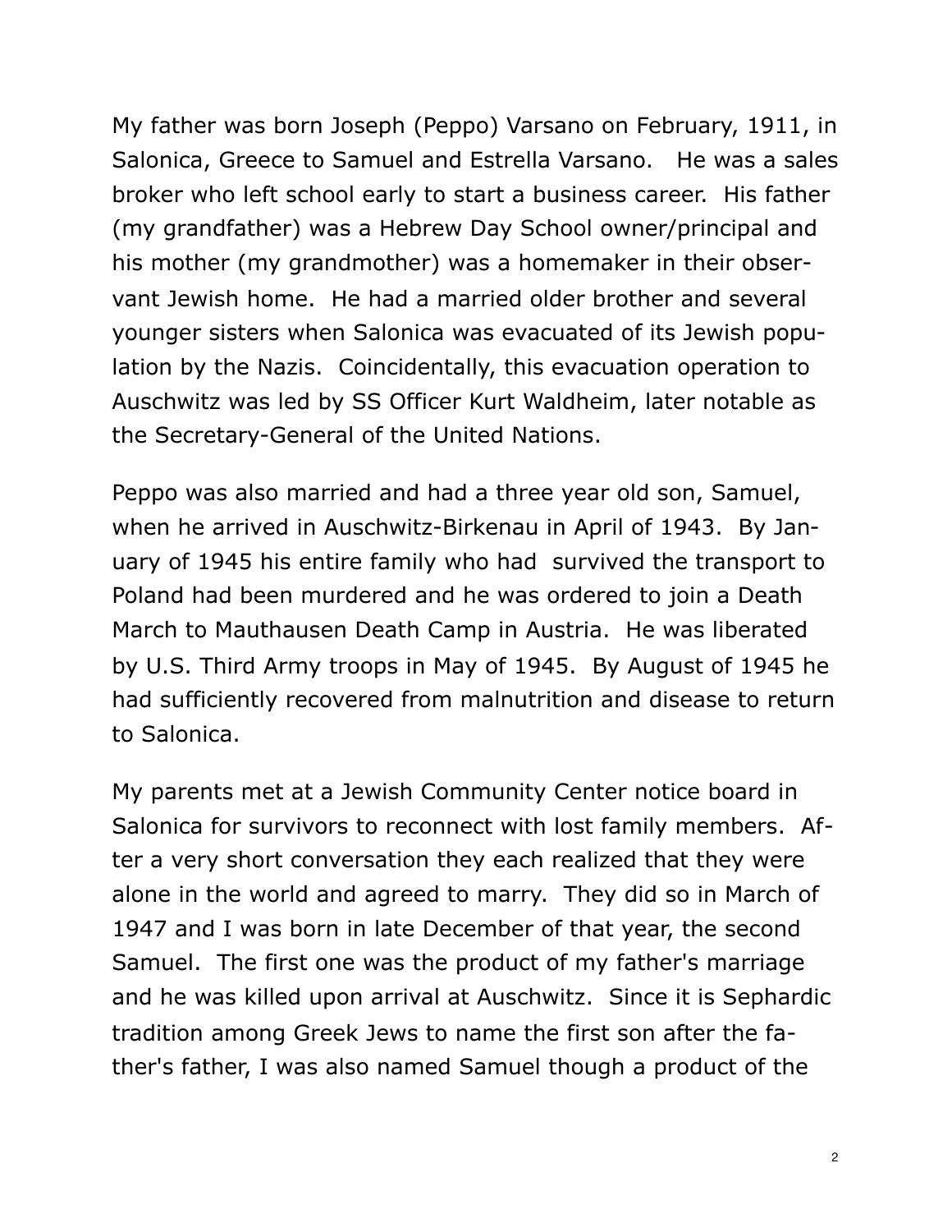My father was born Joseph (Peppo) Varsano on February, 1911, in Salonica, Greece to Samuel and Estrella Varsano. He was a sales broker who left school early to start a business career. His father (my grandfather) was a Hebrew Day School owner/principal and his mother (my grandmother) was a homemaker in their observant Jewish home. He had a married older brother and several younger sisters when Salonica was evacuated of its Jewish population by the Nazis. Coincidentally, this evacuation operation to Auschwitz was led by SS Officer Kurt Waldheim, later notable as the Secretary-General of the United Nations.

Peppo was also married and had a three year old son, Samuel, when he arrived in Auschwitz-Birkenau in April of 1943. By January of 1945 his entire family who had survived the transport to Poland had been murdered and he was ordered to join a Death March to Mauthausen Death Camp in Austria. He was liberated by U.S. Third Army troops in May of 1945. By August of 1945 he had sufficiently recovered from malnutrition and disease to return to Salonica.

My parents met at a Jewish Community Center notice board in Salonica for survivors to reconnect with lost family members. After a very short conversation they each realized that they were alone in the world and agreed to marry. They did so in March of 1947 and I was born in late December of that year, the second Samuel. The first one was the product of my father's marriage and he was killed upon arrival at Auschwitz. Since it is Sephardic tradition among Greek Jews to name the first son after the father's father, I was also named Samuel though a product of the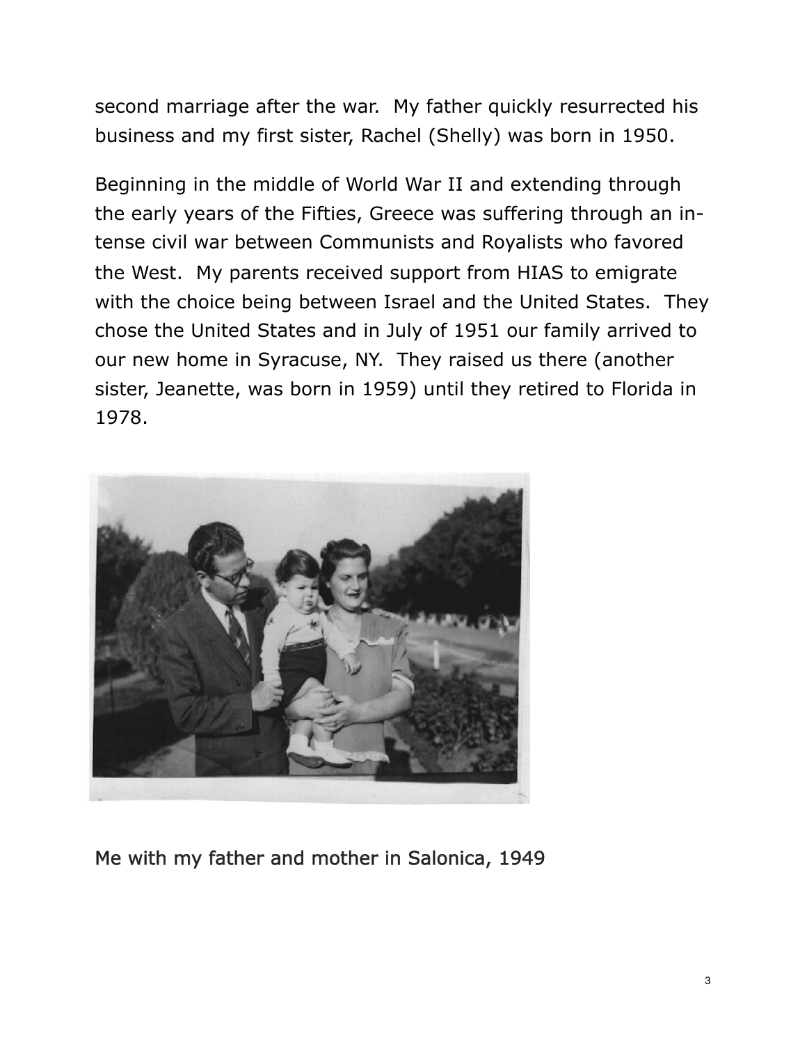second marriage after the war. My father quickly resurrected his business and my first sister, Rachel (Shelly) was born in 1950.

Beginning in the middle of World War II and extending through the early years of the Fifties, Greece was suffering through an intense civil war between Communists and Royalists who favored the West. My parents received support from HIAS to emigrate with the choice being between Israel and the United States. They chose the United States and in July of 1951 our family arrived to our new home in Syracuse, NY. They raised us there (another sister, Jeanette, was born in 1959) until they retired to Florida in 1978.

Me with my father and mother in Salonica, 1949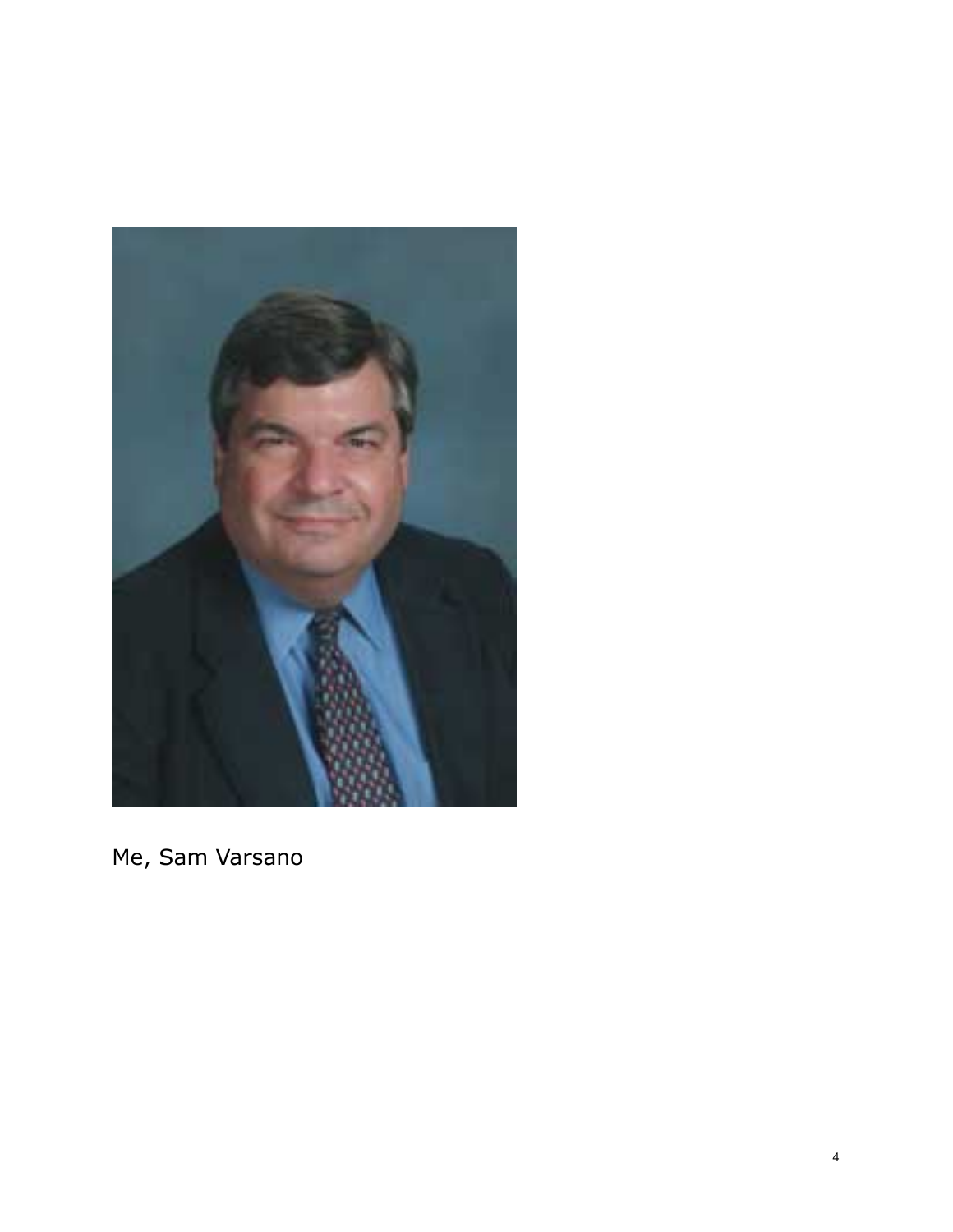Me, Sam Varsano